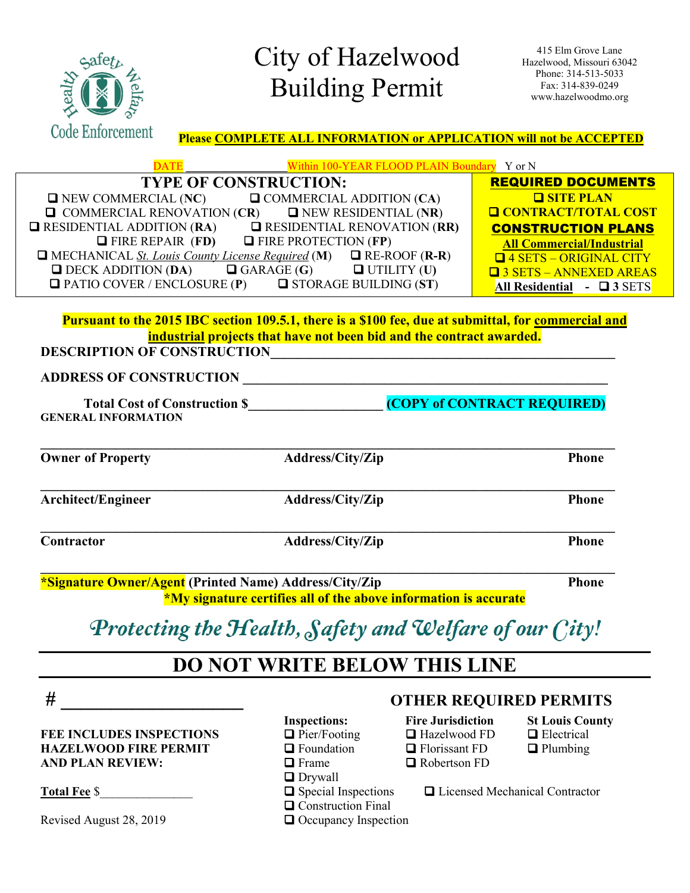Code Enforcement

# City of Hazelwood Building Permit

415 Elm Grove Lane
Hazelwood, Missouri 63042
Phone: 314-513-5033
Fax: 314-839-0249
www.hazelwoodmo.org

**Please COMPLETE ALL INFORMATION or APPLICATION will not be ACCEPTED**

DATE ________________ Within 100-YEAR FLOOD PLAIN Boundary Y or N

## TYPE OF CONSTRUCTION:

- ❑ NEW COMMERCIAL (**NC**)
- ❑ COMMERCIAL ADDITION (**CA**)
- ❑ COMMERCIAL RENOVATION (**CR**)
- ❑ NEW RESIDENTIAL (**NR**)
- ❑ RESIDENTIAL ADDITION (**RA**)
- ❑ RESIDENTIAL RENOVATION (**RR**)
- ❑ FIRE REPAIR (**FD**)
- ❑ FIRE PROTECTION (**FP**)
- ❑ MECHANICAL *St. Louis County License Required* (**M**)
- ❑ RE-ROOF (**R-R**)
- ❑ DECK ADDITION (**DA**)
- ❑ GARAGE (**G**)
- ❑ UTILITY (**U**)
- ❑ PATIO COVER / ENCLOSURE (**P**)
- ❑ STORAGE BUILDING (**ST**)

## REQUIRED DOCUMENTS

- ❑ **SITE PLAN**
- ❑ **CONTRACT/TOTAL COST**

**CONSTRUCTION PLANS**

**All Commercial/Industrial**

- ❑ 4 SETS – ORIGINAL CITY
- ❑ 3 SETS – ANNEXED AREAS

**All Residential** - ❑ **3** SETS

**Pursuant to the 2015 IBC section 109.5.1, there is a $100 fee, due at submittal, for commercial and industrial projects that have not been bid and the contract awarded.**

**DESCRIPTION OF CONSTRUCTION**_______________________________________________

**ADDRESS OF CONSTRUCTION** _______________________________________________

**Total Cost of Construction $**___________________ **(COPY of CONTRACT REQUIRED)**

**GENERAL INFORMATION**

_______________________________________________________________

**Owner of Property** | **Address/City/Zip** | **Phone**

_______________________________________________________________

**Architect/Engineer** | **Address/City/Zip** | **Phone**

_______________________________________________________________

**Contractor** | **Address/City/Zip** | **Phone**

_______________________________________________________________

**\*Signature Owner/Agent (Printed Name) Address/City/Zip** | **Phone**

**\*My signature certifies all of the above information is accurate**

*Protecting the Health, Safety and Welfare of our City!*

## DO NOT WRITE BELOW THIS LINE

# ______________________

**FEE INCLUDES INSPECTIONS HAZELWOOD FIRE PERMIT AND PLAN REVIEW:**

**Total Fee** $______________

## OTHER REQUIRED PERMITS

**Inspections:**
- ❑ Pier/Footing
- ❑ Foundation
- ❑ Frame
- ❑ Drywall
- ❑ Special Inspections
- ❑ Construction Final
- ❑ Occupancy Inspection

**Fire Jurisdiction**
- ❑ Hazelwood FD
- ❑ Florissant FD
- ❑ Robertson FD

**St Louis County**
- ❑ Electrical
- ❑ Plumbing

❑ Licensed Mechanical Contractor

Revised August 28, 2019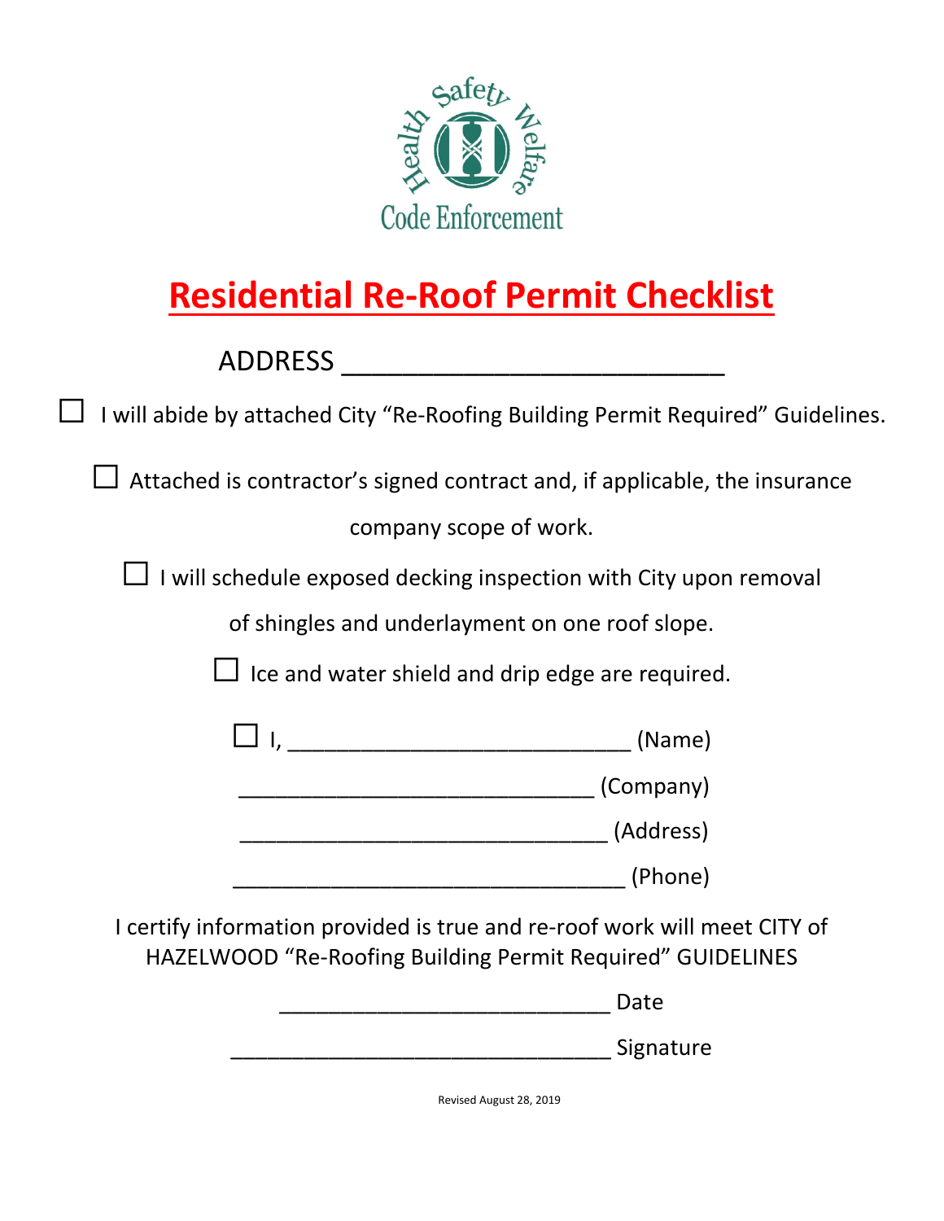Health Safety Welfare

Code Enforcement

# Residential Re-Roof Permit Checklist

ADDRESS ___________________________

☐ I will abide by attached City “Re-Roofing Building Permit Required” Guidelines.

☐ Attached is contractor’s signed contract and, if applicable, the insurance company scope of work.

☐ I will schedule exposed decking inspection with City upon removal of shingles and underlayment on one roof slope.

☐ Ice and water shield and drip edge are required.

☐ I, ____________________________ (Name)

_____________________________ (Company)

______________________________ (Address)

________________________________ (Phone)

I certify information provided is true and re-roof work will meet CITY of HAZELWOOD “Re-Roofing Building Permit Required” GUIDELINES

___________________________ Date

_______________________________ Signature

Revised August 28, 2019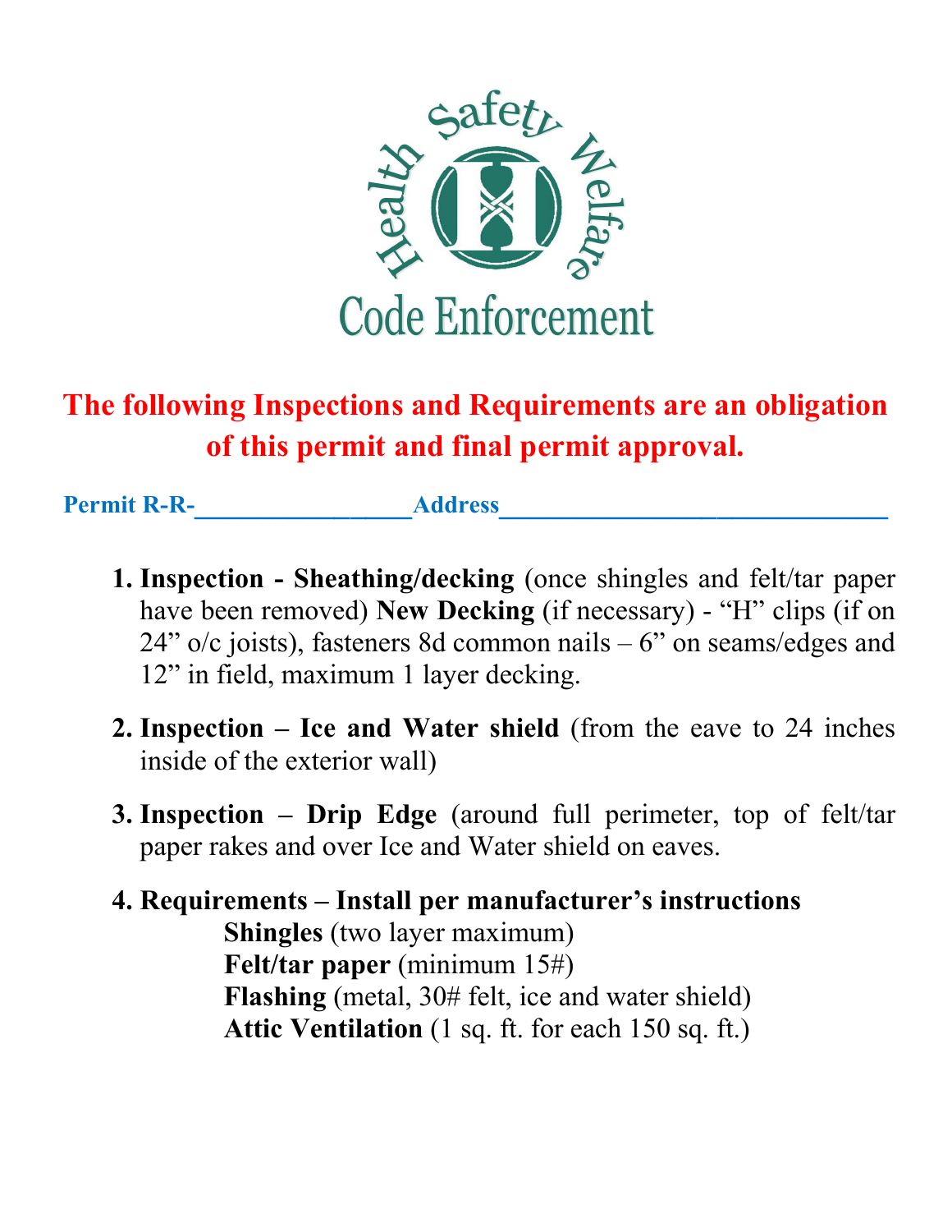Health Safety Welfare

Code Enforcement

**The following Inspections and Requirements are an obligation of this permit and final permit approval.**

**Permit R-R-**________________**Address**_____________________________

1. **Inspection - Sheathing/decking** (once shingles and felt/tar paper have been removed) **New Decking** (if necessary) - "H" clips (if on 24" o/c joists), fasteners 8d common nails – 6" on seams/edges and 12" in field, maximum 1 layer decking.

2. **Inspection – Ice and Water shield** (from the eave to 24 inches inside of the exterior wall)

3. **Inspection – Drip Edge** (around full perimeter, top of felt/tar paper rakes and over Ice and Water shield on eaves.

4. **Requirements – Install per manufacturer's instructions**
   - **Shingles** (two layer maximum)
   - **Felt/tar paper** (minimum 15#)
   - **Flashing** (metal, 30# felt, ice and water shield)
   - **Attic Ventilation** (1 sq. ft. for each 150 sq. ft.)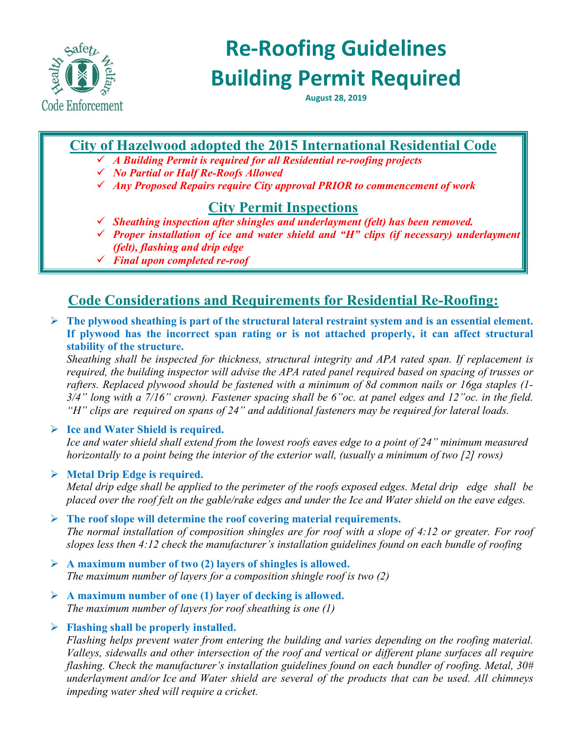Health Safety Welfare
Code Enforcement

# Re-Roofing Guidelines
# Building Permit Required

**August 28, 2019**

## City of Hazelwood adopted the 2015 International Residential Code

- ✓ ***A Building Permit is required for all Residential re-roofing projects***
- ✓ ***No Partial or Half Re-Roofs Allowed***
- ✓ ***Any Proposed Repairs require City approval PRIOR to commencement of work***

## City Permit Inspections

- ✓ ***Sheathing inspection after shingles and underlayment (felt) has been removed.***
- ✓ ***Proper installation of ice and water shield and "H" clips (if necessary) underlayment (felt), flashing and drip edge***
- ✓ ***Final upon completed re-roof***

## Code Considerations and Requirements for Residential Re-Roofing:

- **The plywood sheathing is part of the structural lateral restraint system and is an essential element. If plywood has the incorrect span rating or is not attached properly, it can affect structural stability of the structure.**
  *Sheathing shall be inspected for thickness, structural integrity and APA rated span. If replacement is required, the building inspector will advise the APA rated panel required based on spacing of trusses or rafters. Replaced plywood should be fastened with a minimum of 8d common nails or 16ga staples (1-3/4" long with a 7/16" crown). Fastener spacing shall be 6"oc. at panel edges and 12"oc. in the field. "H" clips are required on spans of 24" and additional fasteners may be required for lateral loads.*

- **Ice and Water Shield is required.**
  *Ice and water shield shall extend from the lowest roofs eaves edge to a point of 24" minimum measured horizontally to a point being the interior of the exterior wall, (usually a minimum of two [2] rows)*

- **Metal Drip Edge is required.**
  *Metal drip edge shall be applied to the perimeter of the roofs exposed edges. Metal drip edge shall be placed over the roof felt on the gable/rake edges and under the Ice and Water shield on the eave edges.*

- **The roof slope will determine the roof covering material requirements.**
  *The normal installation of composition shingles are for roof with a slope of 4:12 or greater. For roof slopes less then 4:12 check the manufacturer's installation guidelines found on each bundle of roofing*

- **A maximum number of two (2) layers of shingles is allowed.**
  *The maximum number of layers for a composition shingle roof is two (2)*

- **A maximum number of one (1) layer of decking is allowed.**
  *The maximum number of layers for roof sheathing is one (1)*

- **Flashing shall be properly installed.**
  *Flashing helps prevent water from entering the building and varies depending on the roofing material. Valleys, sidewalls and other intersection of the roof and vertical or different plane surfaces all require flashing. Check the manufacturer's installation guidelines found on each bundler of roofing. Metal, 30# underlayment and/or Ice and Water shield are several of the products that can be used. All chimneys impeding water shed will require a cricket.*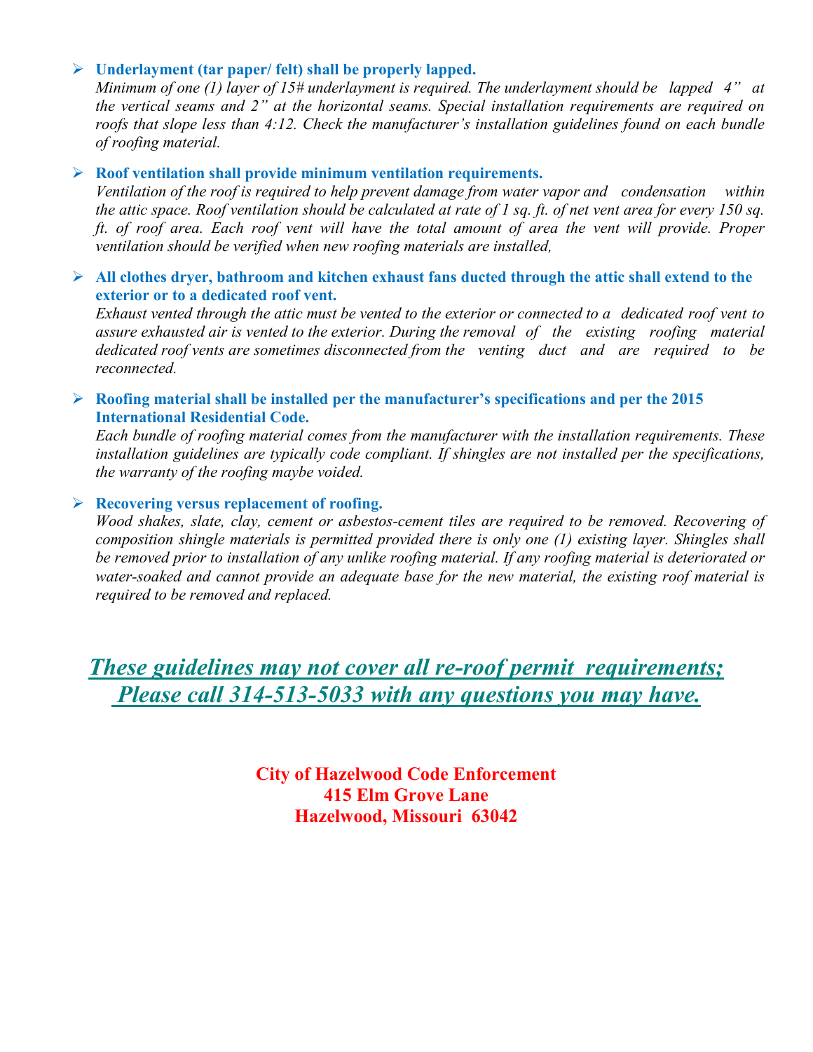- **Underlayment (tar paper/ felt) shall be properly lapped.**
  *Minimum of one (1) layer of 15# underlayment is required. The underlayment should be lapped 4" at the vertical seams and 2" at the horizontal seams. Special installation requirements are required on roofs that slope less than 4:12. Check the manufacturer's installation guidelines found on each bundle of roofing material.*

- **Roof ventilation shall provide minimum ventilation requirements.**
  *Ventilation of the roof is required to help prevent damage from water vapor and condensation within the attic space. Roof ventilation should be calculated at rate of 1 sq. ft. of net vent area for every 150 sq. ft. of roof area. Each roof vent will have the total amount of area the vent will provide. Proper ventilation should be verified when new roofing materials are installed,*

- **All clothes dryer, bathroom and kitchen exhaust fans ducted through the attic shall extend to the exterior or to a dedicated roof vent.**
  *Exhaust vented through the attic must be vented to the exterior or connected to a dedicated roof vent to assure exhausted air is vented to the exterior. During the removal of the existing roofing material dedicated roof vents are sometimes disconnected from the venting duct and are required to be reconnected.*

- **Roofing material shall be installed per the manufacturer's specifications and per the 2015 International Residential Code.**
  *Each bundle of roofing material comes from the manufacturer with the installation requirements. These installation guidelines are typically code compliant. If shingles are not installed per the specifications, the warranty of the roofing maybe voided.*

- **Recovering versus replacement of roofing.**
  *Wood shakes, slate, clay, cement or asbestos-cement tiles are required to be removed. Recovering of composition shingle materials is permitted provided there is only one (1) existing layer. Shingles shall be removed prior to installation of any unlike roofing material. If any roofing material is deteriorated or water-soaked and cannot provide an adequate base for the new material, the existing roof material is required to be removed and replaced.*

***These guidelines may not cover all re-roof permit requirements;***
***Please call 314-513-5033 with any questions you may have.***

**City of Hazelwood Code Enforcement**
**415 Elm Grove Lane**
**Hazelwood, Missouri 63042**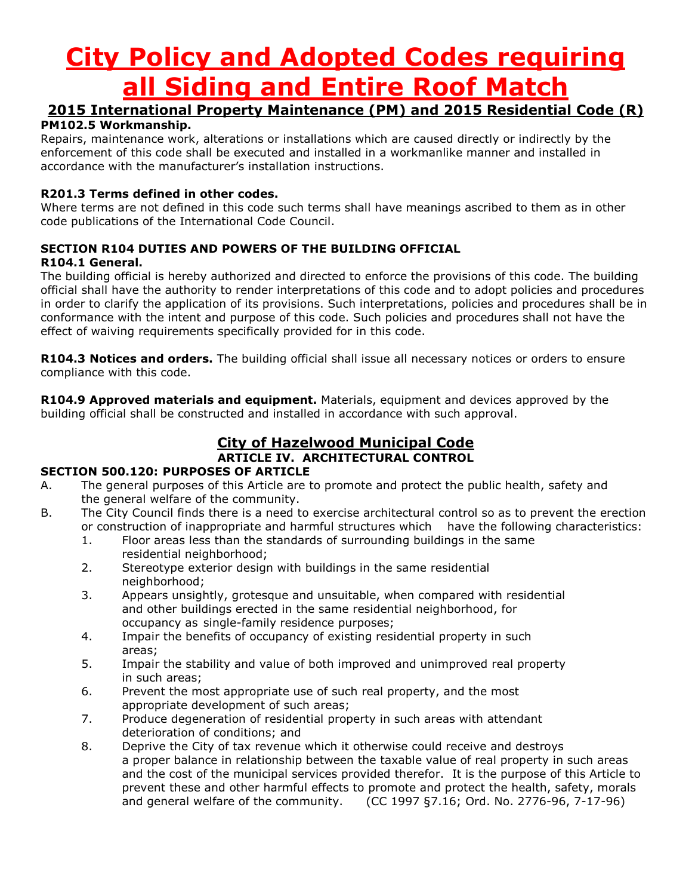# City Policy and Adopted Codes requiring all Siding and Entire Roof Match

## 2015 International Property Maintenance (PM) and 2015 Residential Code (R)

**PM102.5 Workmanship.**

Repairs, maintenance work, alterations or installations which are caused directly or indirectly by the enforcement of this code shall be executed and installed in a workmanlike manner and installed in accordance with the manufacturer's installation instructions.

**R201.3 Terms defined in other codes.**

Where terms are not defined in this code such terms shall have meanings ascribed to them as in other code publications of the International Code Council.

**SECTION R104 DUTIES AND POWERS OF THE BUILDING OFFICIAL**

**R104.1 General.**

The building official is hereby authorized and directed to enforce the provisions of this code. The building official shall have the authority to render interpretations of this code and to adopt policies and procedures in order to clarify the application of its provisions. Such interpretations, policies and procedures shall be in conformance with the intent and purpose of this code. Such policies and procedures shall not have the effect of waiving requirements specifically provided for in this code.

**R104.3 Notices and orders.** The building official shall issue all necessary notices or orders to ensure compliance with this code.

**R104.9 Approved materials and equipment.** Materials, equipment and devices approved by the building official shall be constructed and installed in accordance with such approval.

## City of Hazelwood Municipal Code

### ARTICLE IV. ARCHITECTURAL CONTROL

**SECTION 500.120: PURPOSES OF ARTICLE**

A. The general purposes of this Article are to promote and protect the public health, safety and the general welfare of the community.

B. The City Council finds there is a need to exercise architectural control so as to prevent the erection or construction of inappropriate and harmful structures which have the following characteristics:

1. Floor areas less than the standards of surrounding buildings in the same residential neighborhood;
2. Stereotype exterior design with buildings in the same residential neighborhood;
3. Appears unsightly, grotesque and unsuitable, when compared with residential and other buildings erected in the same residential neighborhood, for occupancy as single-family residence purposes;
4. Impair the benefits of occupancy of existing residential property in such areas;
5. Impair the stability and value of both improved and unimproved real property in such areas;
6. Prevent the most appropriate use of such real property, and the most appropriate development of such areas;
7. Produce degeneration of residential property in such areas with attendant deterioration of conditions; and
8. Deprive the City of tax revenue which it otherwise could receive and destroys a proper balance in relationship between the taxable value of real property in such areas and the cost of the municipal services provided therefor. It is the purpose of this Article to prevent these and other harmful effects to promote and protect the health, safety, morals and general welfare of the community. (CC 1997 §7.16; Ord. No. 2776-96, 7-17-96)